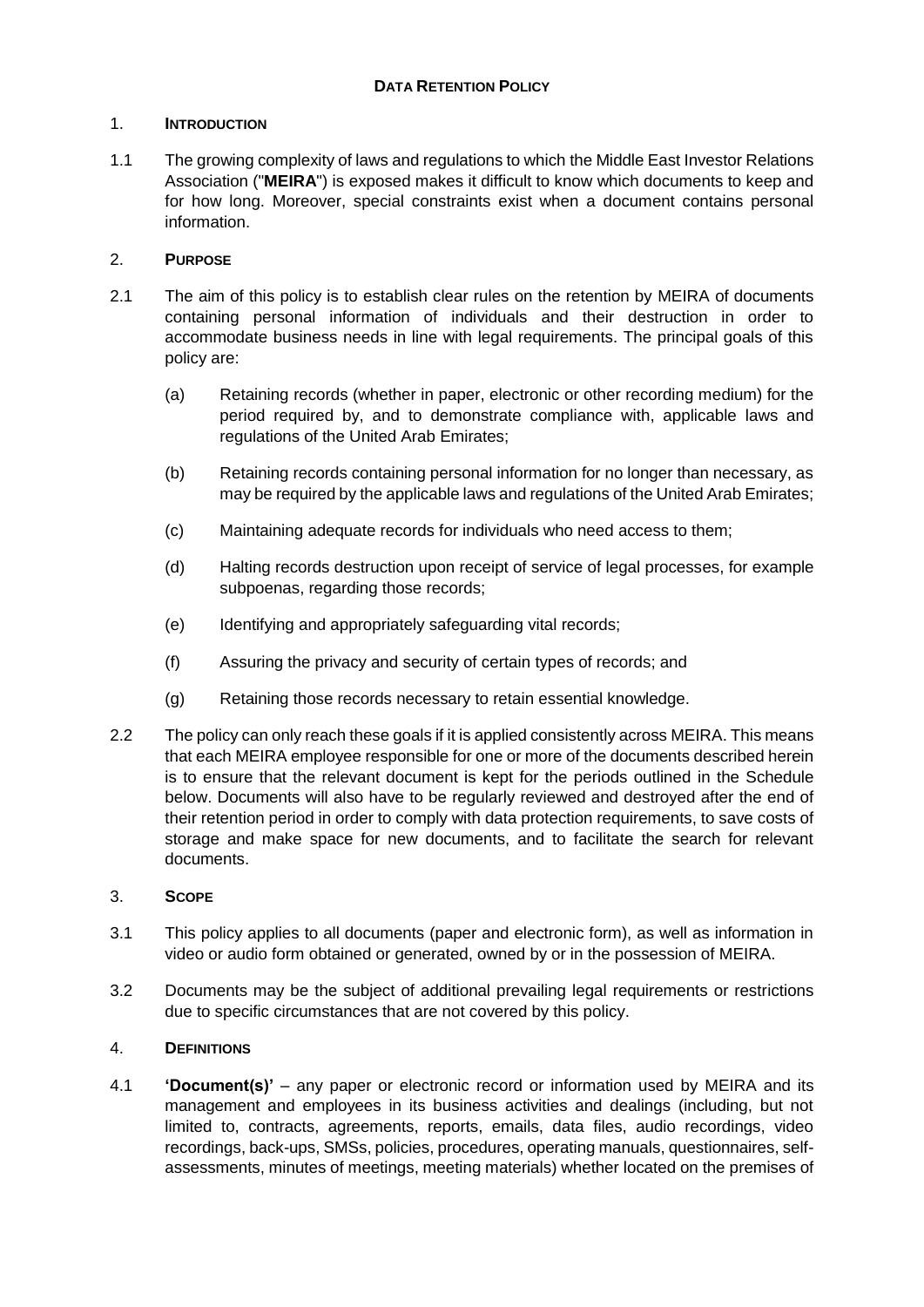# DATA RETENTION POLICY

## 1. INTRODUCTION

1.1 The growing complexity of laws and regulations to which the Middle East Investor Relations Association ("**MEIRA**") is exposed makes it difficult to know which documents to keep and for how long. Moreover, special constraints exist when a document contains personal information.

## 2. PURPOSE

2.1 The aim of this policy is to establish clear rules on the retention by MEIRA of documents containing personal information of individuals and their destruction in order to accommodate business needs in line with legal requirements. The principal goals of this policy are:

(a) Retaining records (whether in paper, electronic or other recording medium) for the period required by, and to demonstrate compliance with, applicable laws and regulations of the United Arab Emirates;

(b) Retaining records containing personal information for no longer than necessary, as may be required by the applicable laws and regulations of the United Arab Emirates;

(c) Maintaining adequate records for individuals who need access to them;

(d) Halting records destruction upon receipt of service of legal processes, for example subpoenas, regarding those records;

(e) Identifying and appropriately safeguarding vital records;

(f) Assuring the privacy and security of certain types of records; and

(g) Retaining those records necessary to retain essential knowledge.

2.2 The policy can only reach these goals if it is applied consistently across MEIRA. This means that each MEIRA employee responsible for one or more of the documents described herein is to ensure that the relevant document is kept for the periods outlined in the Schedule below. Documents will also have to be regularly reviewed and destroyed after the end of their retention period in order to comply with data protection requirements, to save costs of storage and make space for new documents, and to facilitate the search for relevant documents.

## 3. SCOPE

3.1 This policy applies to all documents (paper and electronic form), as well as information in video or audio form obtained or generated, owned by or in the possession of MEIRA.

3.2 Documents may be the subject of additional prevailing legal requirements or restrictions due to specific circumstances that are not covered by this policy.

## 4. DEFINITIONS

4.1 **'Document(s)'** – any paper or electronic record or information used by MEIRA and its management and employees in its business activities and dealings (including, but not limited to, contracts, agreements, reports, emails, data files, audio recordings, video recordings, back-ups, SMSs, policies, procedures, operating manuals, questionnaires, self-assessments, minutes of meetings, meeting materials) whether located on the premises of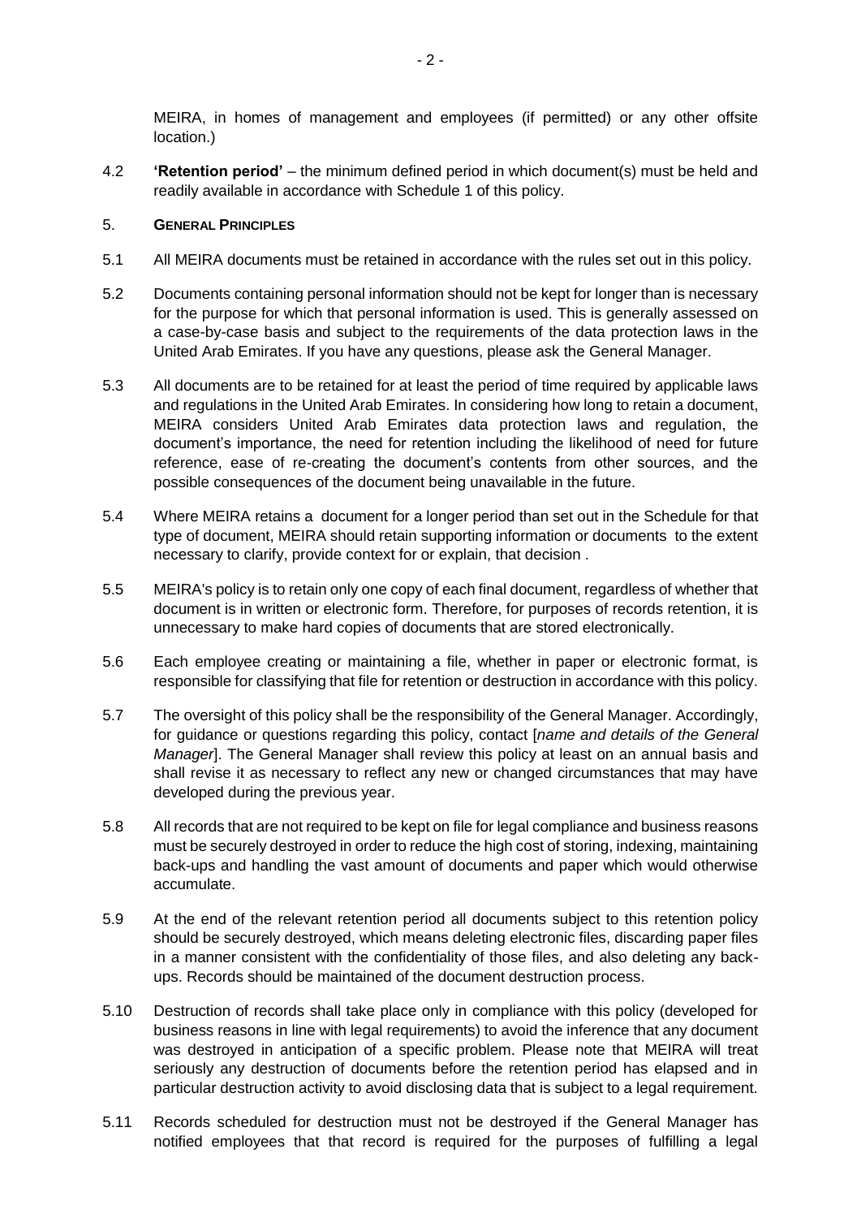MEIRA, in homes of management and employees (if permitted) or any other offsite location.)

4.2 **'Retention period'** – the minimum defined period in which document(s) must be held and readily available in accordance with Schedule 1 of this policy.

## 5. GENERAL PRINCIPLES

5.1 All MEIRA documents must be retained in accordance with the rules set out in this policy.

5.2 Documents containing personal information should not be kept for longer than is necessary for the purpose for which that personal information is used. This is generally assessed on a case-by-case basis and subject to the requirements of the data protection laws in the United Arab Emirates. If you have any questions, please ask the General Manager.

5.3 All documents are to be retained for at least the period of time required by applicable laws and regulations in the United Arab Emirates. In considering how long to retain a document, MEIRA considers United Arab Emirates data protection laws and regulation, the document's importance, the need for retention including the likelihood of need for future reference, ease of re-creating the document's contents from other sources, and the possible consequences of the document being unavailable in the future.

5.4 Where MEIRA retains a document for a longer period than set out in the Schedule for that type of document, MEIRA should retain supporting information or documents to the extent necessary to clarify, provide context for or explain, that decision .

5.5 MEIRA's policy is to retain only one copy of each final document, regardless of whether that document is in written or electronic form. Therefore, for purposes of records retention, it is unnecessary to make hard copies of documents that are stored electronically.

5.6 Each employee creating or maintaining a file, whether in paper or electronic format, is responsible for classifying that file for retention or destruction in accordance with this policy.

5.7 The oversight of this policy shall be the responsibility of the General Manager. Accordingly, for guidance or questions regarding this policy, contact [*name and details of the General Manager*]. The General Manager shall review this policy at least on an annual basis and shall revise it as necessary to reflect any new or changed circumstances that may have developed during the previous year.

5.8 All records that are not required to be kept on file for legal compliance and business reasons must be securely destroyed in order to reduce the high cost of storing, indexing, maintaining back-ups and handling the vast amount of documents and paper which would otherwise accumulate.

5.9 At the end of the relevant retention period all documents subject to this retention policy should be securely destroyed, which means deleting electronic files, discarding paper files in a manner consistent with the confidentiality of those files, and also deleting any back-ups. Records should be maintained of the document destruction process.

5.10 Destruction of records shall take place only in compliance with this policy (developed for business reasons in line with legal requirements) to avoid the inference that any document was destroyed in anticipation of a specific problem. Please note that MEIRA will treat seriously any destruction of documents before the retention period has elapsed and in particular destruction activity to avoid disclosing data that is subject to a legal requirement.

5.11 Records scheduled for destruction must not be destroyed if the General Manager has notified employees that that record is required for the purposes of fulfilling a legal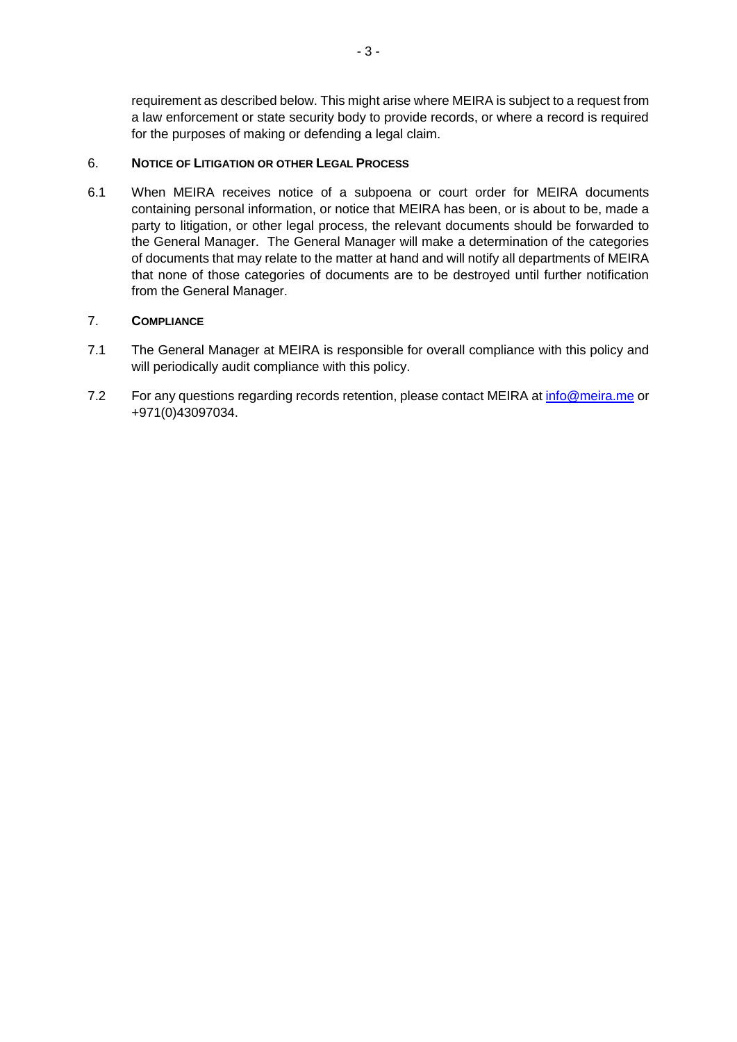requirement as described below. This might arise where MEIRA is subject to a request from a law enforcement or state security body to provide records, or where a record is required for the purposes of making or defending a legal claim.

## 6. NOTICE OF LITIGATION OR OTHER LEGAL PROCESS

6.1 When MEIRA receives notice of a subpoena or court order for MEIRA documents containing personal information, or notice that MEIRA has been, or is about to be, made a party to litigation, or other legal process, the relevant documents should be forwarded to the General Manager. The General Manager will make a determination of the categories of documents that may relate to the matter at hand and will notify all departments of MEIRA that none of those categories of documents are to be destroyed until further notification from the General Manager.

## 7. COMPLIANCE

7.1 The General Manager at MEIRA is responsible for overall compliance with this policy and will periodically audit compliance with this policy.

7.2 For any questions regarding records retention, please contact MEIRA at info@meira.me or +971(0)43097034.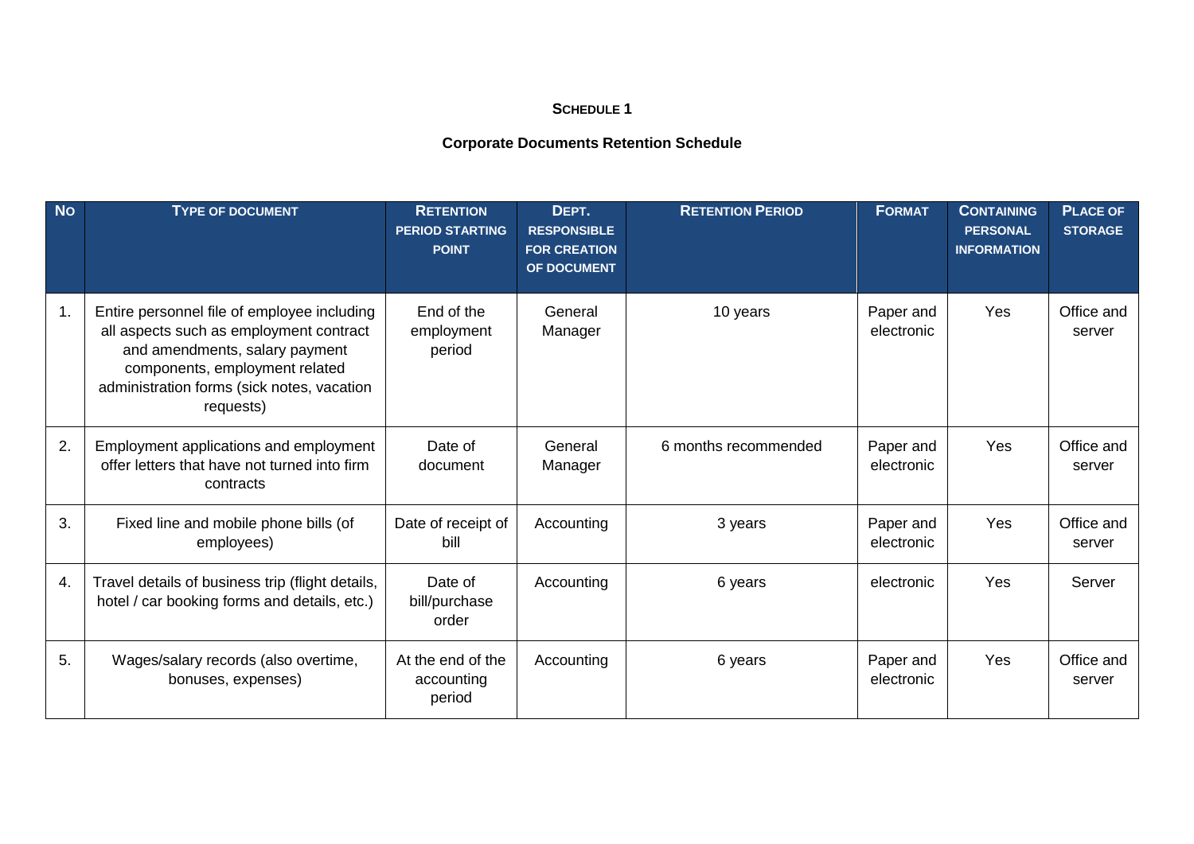**SCHEDULE 1**

**Corporate Documents Retention Schedule**

| NO | TYPE OF DOCUMENT | RETENTION PERIOD STARTING POINT | DEPT. RESPONSIBLE FOR CREATION OF DOCUMENT | RETENTION PERIOD | FORMAT | CONTAINING PERSONAL INFORMATION | PLACE OF STORAGE |
|---|---|---|---|---|---|---|---|
| 1. | Entire personnel file of employee including all aspects such as employment contract and amendments, salary payment components, employment related administration forms (sick notes, vacation requests) | End of the employment period | General Manager | 10 years | Paper and electronic | Yes | Office and server |
| 2. | Employment applications and employment offer letters that have not turned into firm contracts | Date of document | General Manager | 6 months recommended | Paper and electronic | Yes | Office and server |
| 3. | Fixed line and mobile phone bills (of employees) | Date of receipt of bill | Accounting | 3 years | Paper and electronic | Yes | Office and server |
| 4. | Travel details of business trip (flight details, hotel / car booking forms and details, etc.) | Date of bill/purchase order | Accounting | 6 years | electronic | Yes | Server |
| 5. | Wages/salary records (also overtime, bonuses, expenses) | At the end of the accounting period | Accounting | 6 years | Paper and electronic | Yes | Office and server |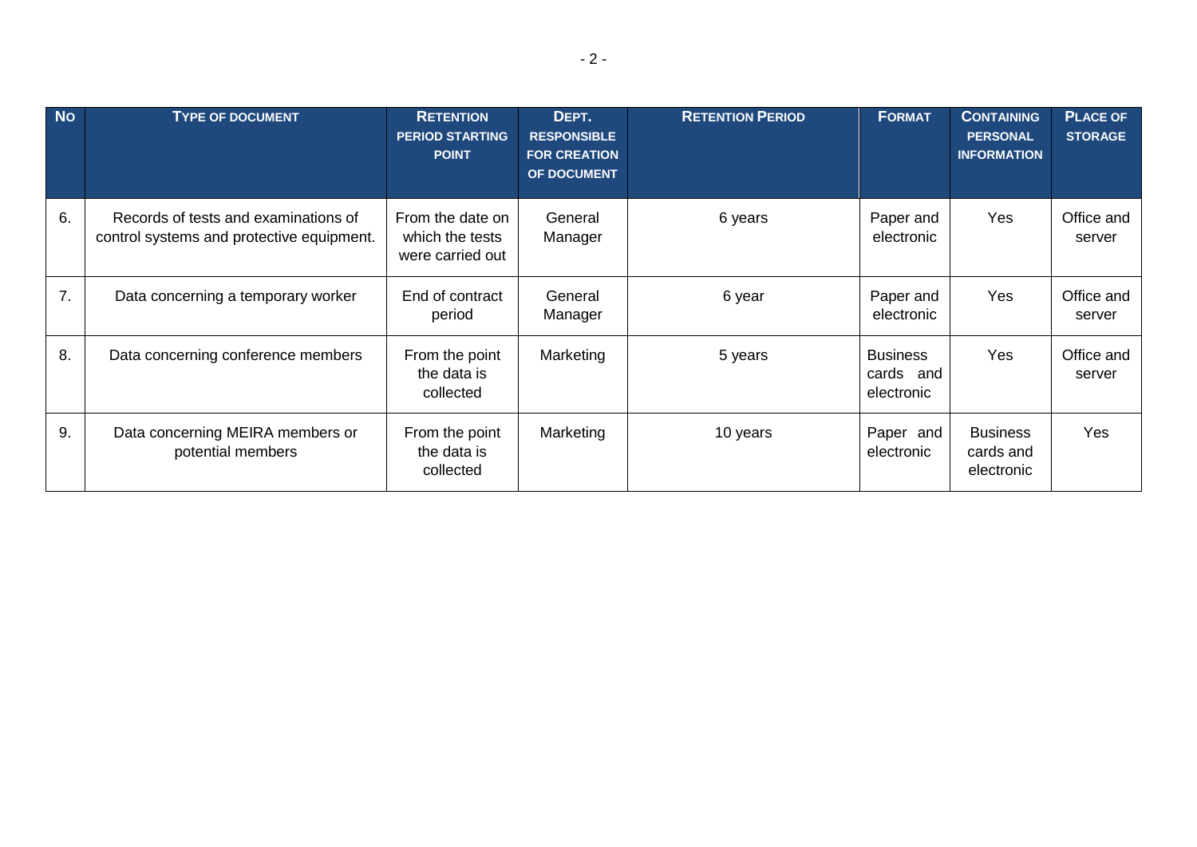| No | Type of document | Retention period starting point | Dept. responsible for creation of document | Retention Period | Format | Containing personal information | Place of storage |
|---|---|---|---|---|---|---|---|
| 6. | Records of tests and examinations of control systems and protective equipment. | From the date on which the tests were carried out | General Manager | 6 years | Paper and electronic | Yes | Office and server |
| 7. | Data concerning a temporary worker | End of contract period | General Manager | 6 year | Paper and electronic | Yes | Office and server |
| 8. | Data concerning conference members | From the point the data is collected | Marketing | 5 years | Business cards and electronic | Yes | Office and server |
| 9. | Data concerning MEIRA members or potential members | From the point the data is collected | Marketing | 10 years | Paper and electronic | Business cards and electronic | Yes |